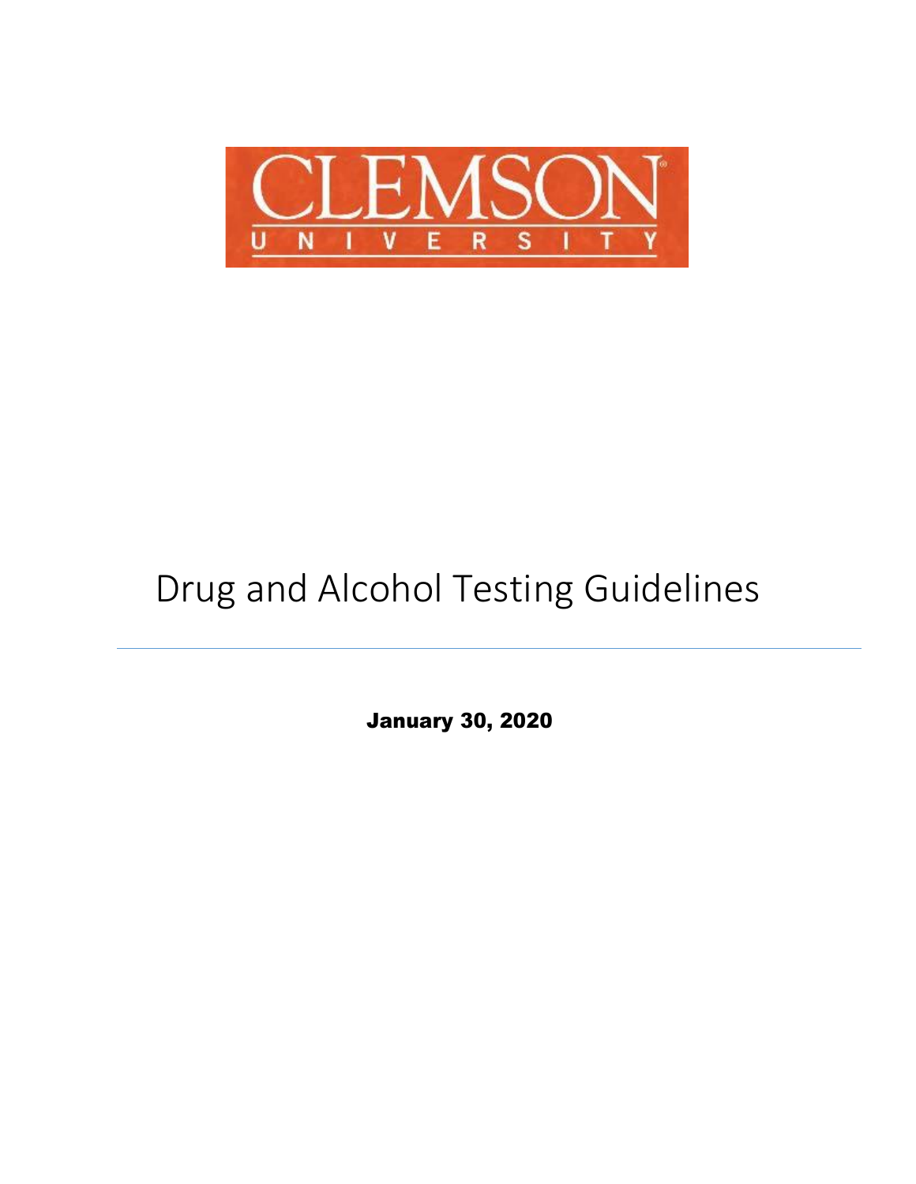CLEMSON UNIVERSITY

# Drug and Alcohol Testing Guidelines

---

**January 30, 2020**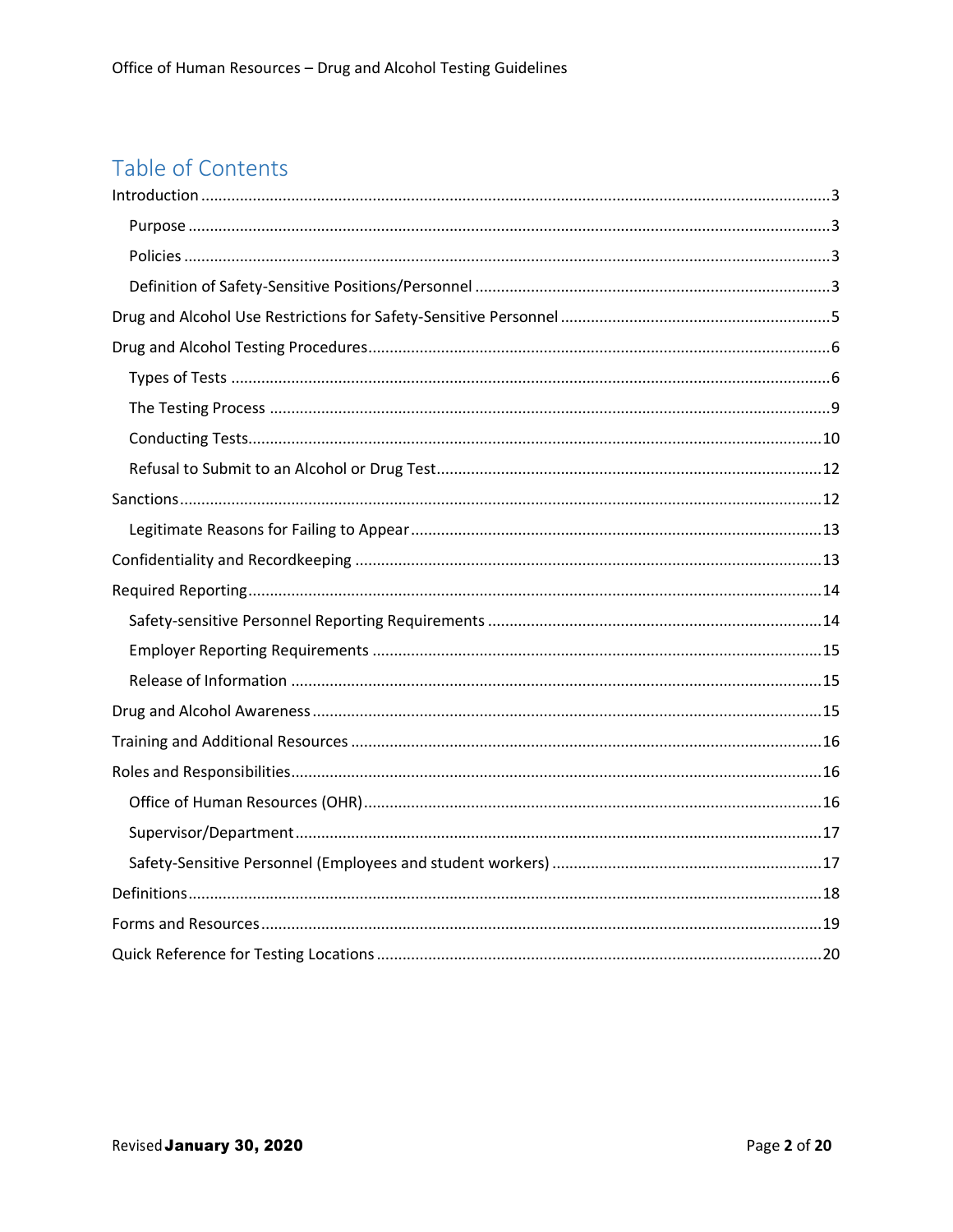# Table of Contents

- Introduction ....... 3
  - Purpose ....... 3
  - Policies ....... 3
  - Definition of Safety-Sensitive Positions/Personnel ....... 3
- Drug and Alcohol Use Restrictions for Safety-Sensitive Personnel ....... 5
- Drug and Alcohol Testing Procedures ....... 6
  - Types of Tests ....... 6
  - The Testing Process ....... 9
  - Conducting Tests ....... 10
  - Refusal to Submit to an Alcohol or Drug Test ....... 12
- Sanctions ....... 12
  - Legitimate Reasons for Failing to Appear ....... 13
- Confidentiality and Recordkeeping ....... 13
- Required Reporting ....... 14
  - Safety-sensitive Personnel Reporting Requirements ....... 14
  - Employer Reporting Requirements ....... 15
  - Release of Information ....... 15
- Drug and Alcohol Awareness ....... 15
- Training and Additional Resources ....... 16
- Roles and Responsibilities ....... 16
  - Office of Human Resources (OHR) ....... 16
  - Supervisor/Department ....... 17
  - Safety-Sensitive Personnel (Employees and student workers) ....... 17
- Definitions ....... 18
- Forms and Resources ....... 19
- Quick Reference for Testing Locations ....... 20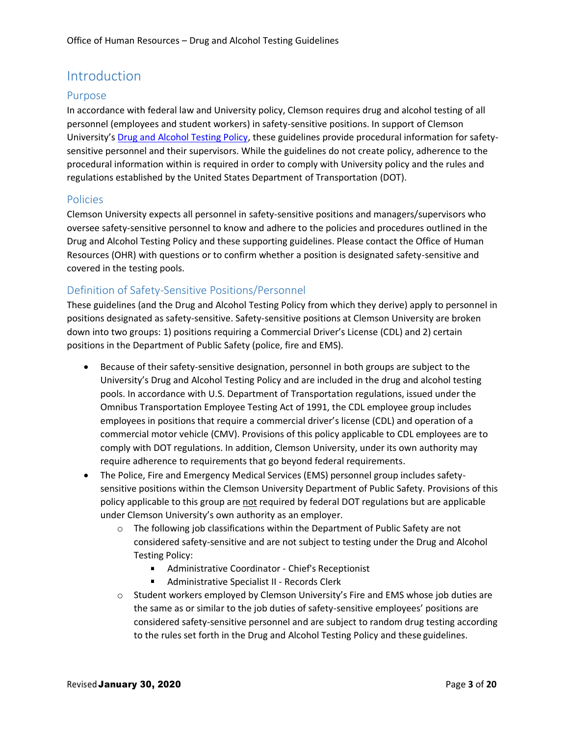# Introduction

## Purpose

In accordance with federal law and University policy, Clemson requires drug and alcohol testing of all personnel (employees and student workers) in safety-sensitive positions. In support of Clemson University's Drug and Alcohol Testing Policy, these guidelines provide procedural information for safety-sensitive personnel and their supervisors. While the guidelines do not create policy, adherence to the procedural information within is required in order to comply with University policy and the rules and regulations established by the United States Department of Transportation (DOT).

## Policies

Clemson University expects all personnel in safety-sensitive positions and managers/supervisors who oversee safety-sensitive personnel to know and adhere to the policies and procedures outlined in the Drug and Alcohol Testing Policy and these supporting guidelines. Please contact the Office of Human Resources (OHR) with questions or to confirm whether a position is designated safety-sensitive and covered in the testing pools.

## Definition of Safety-Sensitive Positions/Personnel

These guidelines (and the Drug and Alcohol Testing Policy from which they derive) apply to personnel in positions designated as safety-sensitive. Safety-sensitive positions at Clemson University are broken down into two groups: 1) positions requiring a Commercial Driver's License (CDL) and 2) certain positions in the Department of Public Safety (police, fire and EMS).

- Because of their safety-sensitive designation, personnel in both groups are subject to the University's Drug and Alcohol Testing Policy and are included in the drug and alcohol testing pools. In accordance with U.S. Department of Transportation regulations, issued under the Omnibus Transportation Employee Testing Act of 1991, the CDL employee group includes employees in positions that require a commercial driver's license (CDL) and operation of a commercial motor vehicle (CMV). Provisions of this policy applicable to CDL employees are to comply with DOT regulations. In addition, Clemson University, under its own authority may require adherence to requirements that go beyond federal requirements.
- The Police, Fire and Emergency Medical Services (EMS) personnel group includes safety-sensitive positions within the Clemson University Department of Public Safety. Provisions of this policy applicable to this group are <u>not</u> required by federal DOT regulations but are applicable under Clemson University's own authority as an employer.
  - The following job classifications within the Department of Public Safety are not considered safety-sensitive and are not subject to testing under the Drug and Alcohol Testing Policy:
    - Administrative Coordinator - Chief's Receptionist
    - Administrative Specialist II - Records Clerk
  - Student workers employed by Clemson University's Fire and EMS whose job duties are the same as or similar to the job duties of safety-sensitive employees' positions are considered safety-sensitive personnel and are subject to random drug testing according to the rules set forth in the Drug and Alcohol Testing Policy and these guidelines.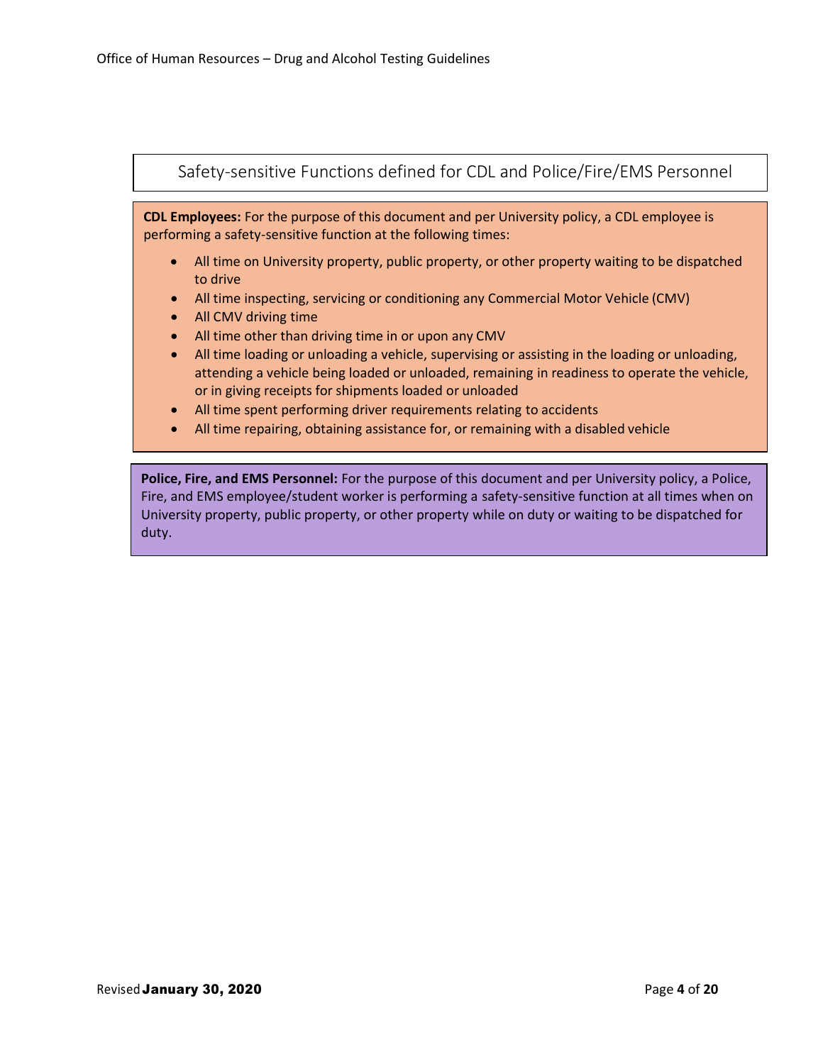## Safety-sensitive Functions defined for CDL and Police/Fire/EMS Personnel

**CDL Employees:** For the purpose of this document and per University policy, a CDL employee is performing a safety-sensitive function at the following times:

- All time on University property, public property, or other property waiting to be dispatched to drive
- All time inspecting, servicing or conditioning any Commercial Motor Vehicle (CMV)
- All CMV driving time
- All time other than driving time in or upon any CMV
- All time loading or unloading a vehicle, supervising or assisting in the loading or unloading, attending a vehicle being loaded or unloaded, remaining in readiness to operate the vehicle, or in giving receipts for shipments loaded or unloaded
- All time spent performing driver requirements relating to accidents
- All time repairing, obtaining assistance for, or remaining with a disabled vehicle

**Police, Fire, and EMS Personnel:** For the purpose of this document and per University policy, a Police, Fire, and EMS employee/student worker is performing a safety-sensitive function at all times when on University property, public property, or other property while on duty or waiting to be dispatched for duty.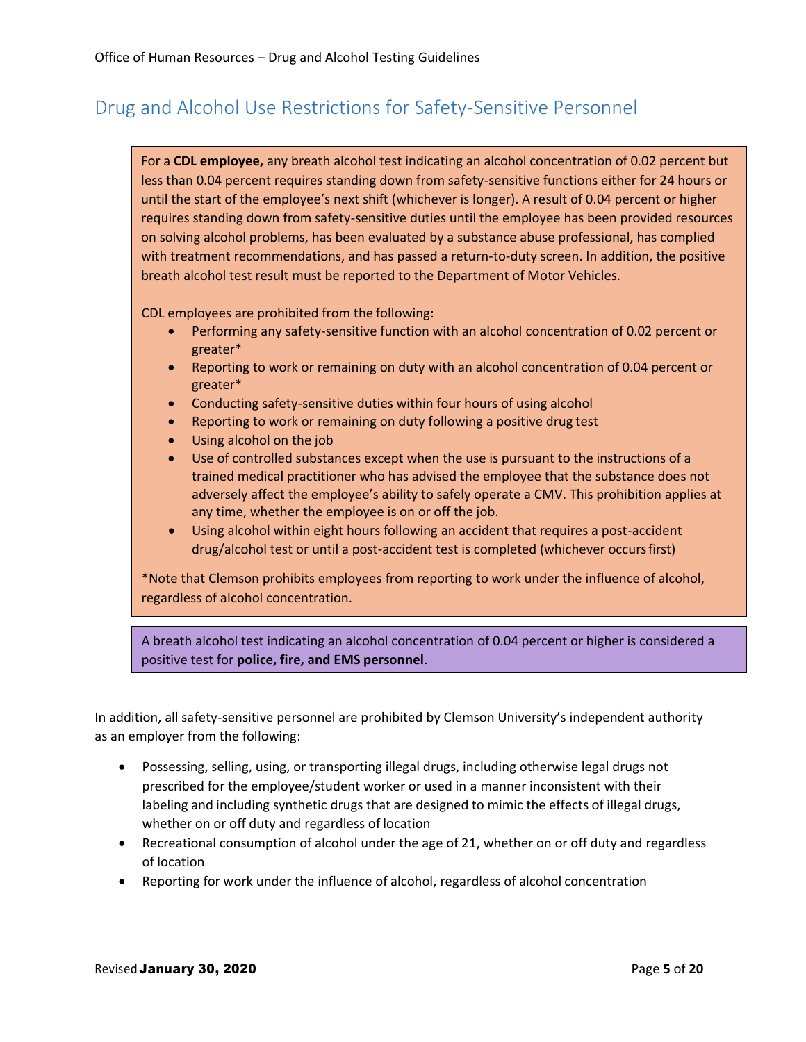## Drug and Alcohol Use Restrictions for Safety-Sensitive Personnel

For a **CDL employee,** any breath alcohol test indicating an alcohol concentration of 0.02 percent but less than 0.04 percent requires standing down from safety-sensitive functions either for 24 hours or until the start of the employee's next shift (whichever is longer). A result of 0.04 percent or higher requires standing down from safety-sensitive duties until the employee has been provided resources on solving alcohol problems, has been evaluated by a substance abuse professional, has complied with treatment recommendations, and has passed a return-to-duty screen. In addition, the positive breath alcohol test result must be reported to the Department of Motor Vehicles.

CDL employees are prohibited from the following:

- Performing any safety-sensitive function with an alcohol concentration of 0.02 percent or greater*
- Reporting to work or remaining on duty with an alcohol concentration of 0.04 percent or greater*
- Conducting safety-sensitive duties within four hours of using alcohol
- Reporting to work or remaining on duty following a positive drug test
- Using alcohol on the job
- Use of controlled substances except when the use is pursuant to the instructions of a trained medical practitioner who has advised the employee that the substance does not adversely affect the employee's ability to safely operate a CMV. This prohibition applies at any time, whether the employee is on or off the job.
- Using alcohol within eight hours following an accident that requires a post-accident drug/alcohol test or until a post-accident test is completed (whichever occurs first)

*Note that Clemson prohibits employees from reporting to work under the influence of alcohol, regardless of alcohol concentration.

A breath alcohol test indicating an alcohol concentration of 0.04 percent or higher is considered a positive test for **police, fire, and EMS personnel**.

In addition, all safety-sensitive personnel are prohibited by Clemson University's independent authority as an employer from the following:

- Possessing, selling, using, or transporting illegal drugs, including otherwise legal drugs not prescribed for the employee/student worker or used in a manner inconsistent with their labeling and including synthetic drugs that are designed to mimic the effects of illegal drugs, whether on or off duty and regardless of location
- Recreational consumption of alcohol under the age of 21, whether on or off duty and regardless of location
- Reporting for work under the influence of alcohol, regardless of alcohol concentration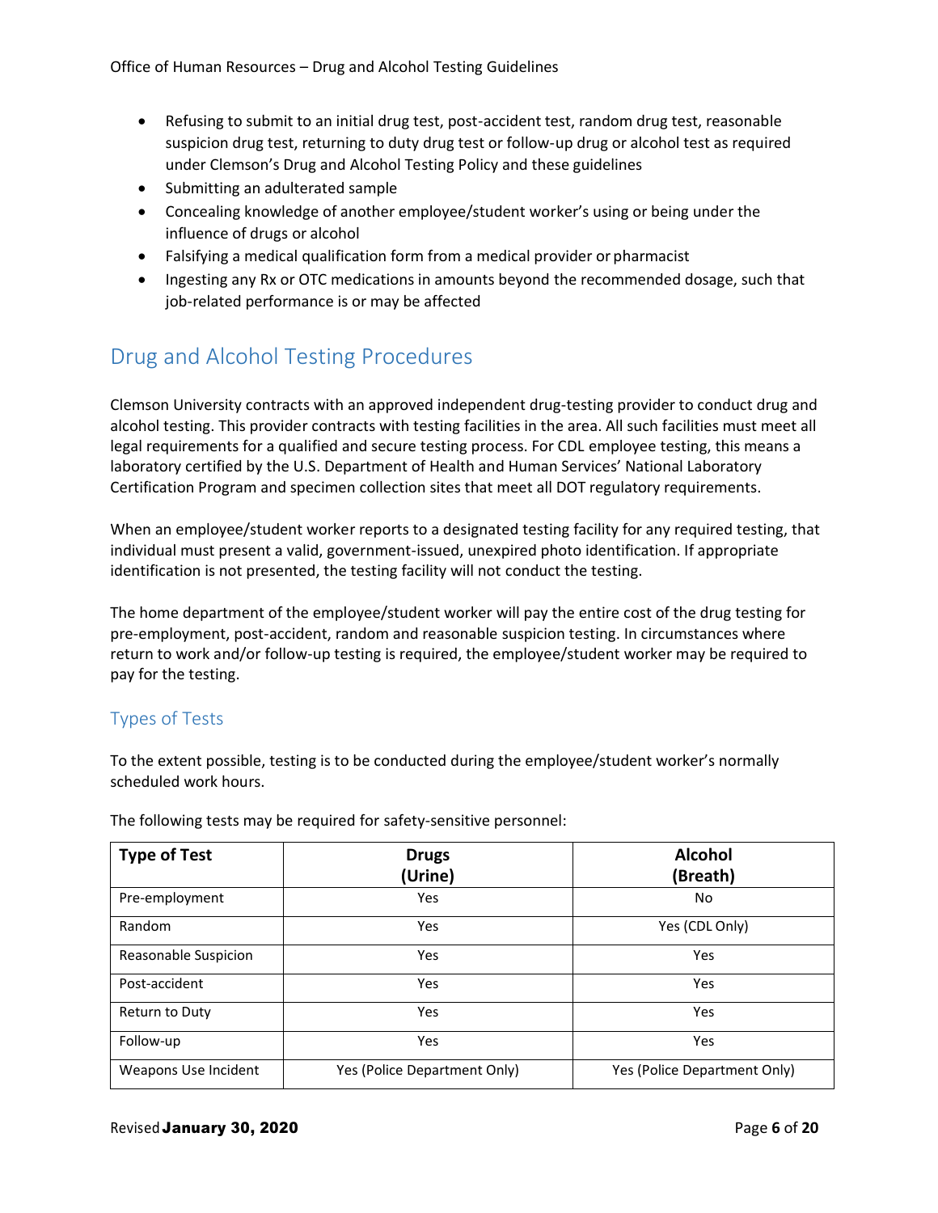- Refusing to submit to an initial drug test, post-accident test, random drug test, reasonable suspicion drug test, returning to duty drug test or follow-up drug or alcohol test as required under Clemson's Drug and Alcohol Testing Policy and these guidelines
- Submitting an adulterated sample
- Concealing knowledge of another employee/student worker's using or being under the influence of drugs or alcohol
- Falsifying a medical qualification form from a medical provider or pharmacist
- Ingesting any Rx or OTC medications in amounts beyond the recommended dosage, such that job-related performance is or may be affected

## Drug and Alcohol Testing Procedures

Clemson University contracts with an approved independent drug-testing provider to conduct drug and alcohol testing. This provider contracts with testing facilities in the area. All such facilities must meet all legal requirements for a qualified and secure testing process. For CDL employee testing, this means a laboratory certified by the U.S. Department of Health and Human Services' National Laboratory Certification Program and specimen collection sites that meet all DOT regulatory requirements.

When an employee/student worker reports to a designated testing facility for any required testing, that individual must present a valid, government-issued, unexpired photo identification. If appropriate identification is not presented, the testing facility will not conduct the testing.

The home department of the employee/student worker will pay the entire cost of the drug testing for pre-employment, post-accident, random and reasonable suspicion testing. In circumstances where return to work and/or follow-up testing is required, the employee/student worker may be required to pay for the testing.

### Types of Tests

To the extent possible, testing is to be conducted during the employee/student worker's normally scheduled work hours.

The following tests may be required for safety-sensitive personnel:

| Type of Test | Drugs (Urine) | Alcohol (Breath) |
|---|---|---|
| Pre-employment | Yes | No |
| Random | Yes | Yes (CDL Only) |
| Reasonable Suspicion | Yes | Yes |
| Post-accident | Yes | Yes |
| Return to Duty | Yes | Yes |
| Follow-up | Yes | Yes |
| Weapons Use Incident | Yes (Police Department Only) | Yes (Police Department Only) |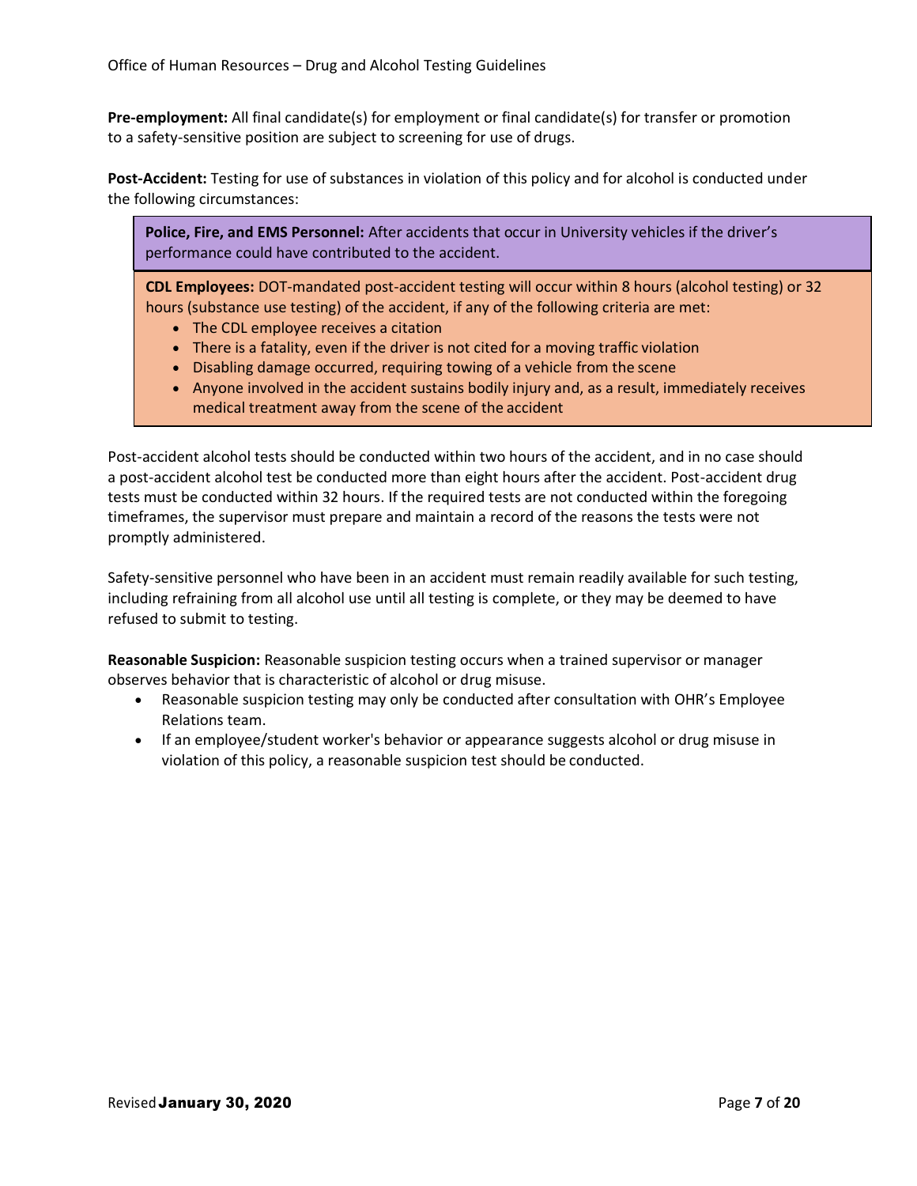**Pre-employment:** All final candidate(s) for employment or final candidate(s) for transfer or promotion to a safety-sensitive position are subject to screening for use of drugs.

**Post-Accident:** Testing for use of substances in violation of this policy and for alcohol is conducted under the following circumstances:

> **Police, Fire, and EMS Personnel:** After accidents that occur in University vehicles if the driver's performance could have contributed to the accident.

> **CDL Employees:** DOT-mandated post-accident testing will occur within 8 hours (alcohol testing) or 32 hours (substance use testing) of the accident, if any of the following criteria are met:
> - The CDL employee receives a citation
> - There is a fatality, even if the driver is not cited for a moving traffic violation
> - Disabling damage occurred, requiring towing of a vehicle from the scene
> - Anyone involved in the accident sustains bodily injury and, as a result, immediately receives medical treatment away from the scene of the accident

Post-accident alcohol tests should be conducted within two hours of the accident, and in no case should a post-accident alcohol test be conducted more than eight hours after the accident. Post-accident drug tests must be conducted within 32 hours. If the required tests are not conducted within the foregoing timeframes, the supervisor must prepare and maintain a record of the reasons the tests were not promptly administered.

Safety-sensitive personnel who have been in an accident must remain readily available for such testing, including refraining from all alcohol use until all testing is complete, or they may be deemed to have refused to submit to testing.

**Reasonable Suspicion:** Reasonable suspicion testing occurs when a trained supervisor or manager observes behavior that is characteristic of alcohol or drug misuse.

- Reasonable suspicion testing may only be conducted after consultation with OHR's Employee Relations team.
- If an employee/student worker's behavior or appearance suggests alcohol or drug misuse in violation of this policy, a reasonable suspicion test should be conducted.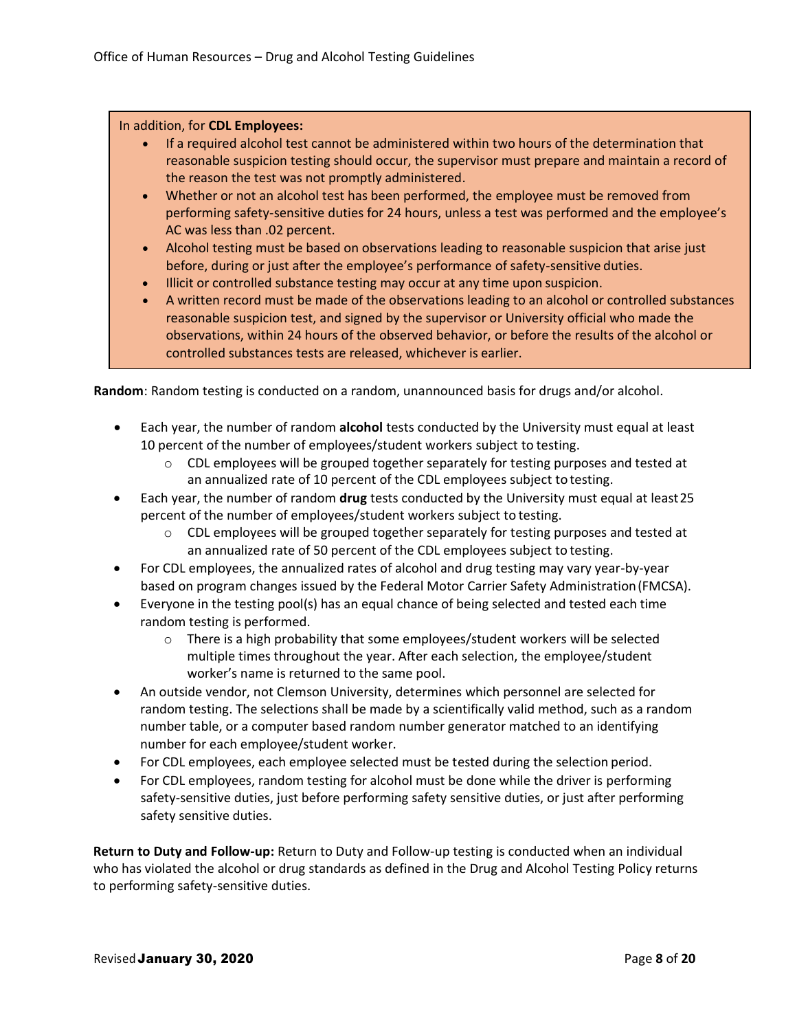In addition, for **CDL Employees:**

- If a required alcohol test cannot be administered within two hours of the determination that reasonable suspicion testing should occur, the supervisor must prepare and maintain a record of the reason the test was not promptly administered.
- Whether or not an alcohol test has been performed, the employee must be removed from performing safety-sensitive duties for 24 hours, unless a test was performed and the employee's AC was less than .02 percent.
- Alcohol testing must be based on observations leading to reasonable suspicion that arise just before, during or just after the employee's performance of safety-sensitive duties.
- Illicit or controlled substance testing may occur at any time upon suspicion.
- A written record must be made of the observations leading to an alcohol or controlled substances reasonable suspicion test, and signed by the supervisor or University official who made the observations, within 24 hours of the observed behavior, or before the results of the alcohol or controlled substances tests are released, whichever is earlier.

**Random**: Random testing is conducted on a random, unannounced basis for drugs and/or alcohol.

- Each year, the number of random **alcohol** tests conducted by the University must equal at least 10 percent of the number of employees/student workers subject to testing.
  - CDL employees will be grouped together separately for testing purposes and tested at an annualized rate of 10 percent of the CDL employees subject to testing.
- Each year, the number of random **drug** tests conducted by the University must equal at least 25 percent of the number of employees/student workers subject to testing.
  - CDL employees will be grouped together separately for testing purposes and tested at an annualized rate of 50 percent of the CDL employees subject to testing.
- For CDL employees, the annualized rates of alcohol and drug testing may vary year-by-year based on program changes issued by the Federal Motor Carrier Safety Administration (FMCSA).
- Everyone in the testing pool(s) has an equal chance of being selected and tested each time random testing is performed.
  - There is a high probability that some employees/student workers will be selected multiple times throughout the year. After each selection, the employee/student worker's name is returned to the same pool.
- An outside vendor, not Clemson University, determines which personnel are selected for random testing. The selections shall be made by a scientifically valid method, such as a random number table, or a computer based random number generator matched to an identifying number for each employee/student worker.
- For CDL employees, each employee selected must be tested during the selection period.
- For CDL employees, random testing for alcohol must be done while the driver is performing safety-sensitive duties, just before performing safety sensitive duties, or just after performing safety sensitive duties.

**Return to Duty and Follow-up:** Return to Duty and Follow-up testing is conducted when an individual who has violated the alcohol or drug standards as defined in the Drug and Alcohol Testing Policy returns to performing safety-sensitive duties.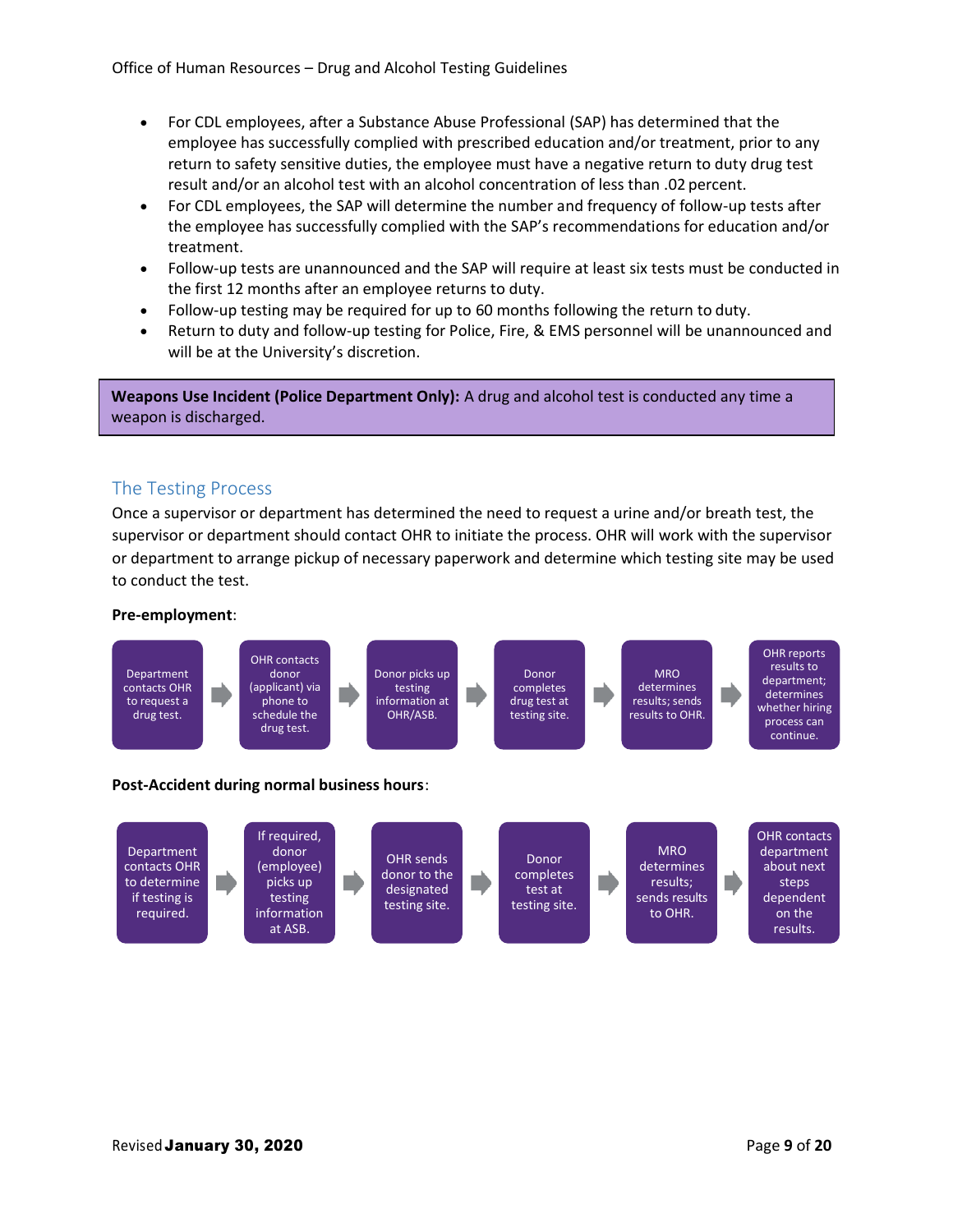- For CDL employees, after a Substance Abuse Professional (SAP) has determined that the employee has successfully complied with prescribed education and/or treatment, prior to any return to safety sensitive duties, the employee must have a negative return to duty drug test result and/or an alcohol test with an alcohol concentration of less than .02 percent.
- For CDL employees, the SAP will determine the number and frequency of follow-up tests after the employee has successfully complied with the SAP's recommendations for education and/or treatment.
- Follow-up tests are unannounced and the SAP will require at least six tests must be conducted in the first 12 months after an employee returns to duty.
- Follow-up testing may be required for up to 60 months following the return to duty.
- Return to duty and follow-up testing for Police, Fire, & EMS personnel will be unannounced and will be at the University's discretion.

**Weapons Use Incident (Police Department Only):** A drug and alcohol test is conducted any time a weapon is discharged.

## The Testing Process

Once a supervisor or department has determined the need to request a urine and/or breath test, the supervisor or department should contact OHR to initiate the process. OHR will work with the supervisor or department to arrange pickup of necessary paperwork and determine which testing site may be used to conduct the test.

**Pre-employment**:

Department contacts OHR to request a drug test. → OHR contacts donor (applicant) via phone to schedule the drug test. → Donor picks up testing information at OHR/ASB. → Donor completes drug test at testing site. → MRO determines results; sends results to OHR. → OHR reports results to department; determines whether hiring process can continue.

**Post-Accident during normal business hours**:

Department contacts OHR to determine if testing is required. → If required, donor (employee) picks up testing information at ASB. → OHR sends donor to the designated testing site. → Donor completes test at testing site. → MRO determines results; sends results to OHR. → OHR contacts department about next steps dependent on the results.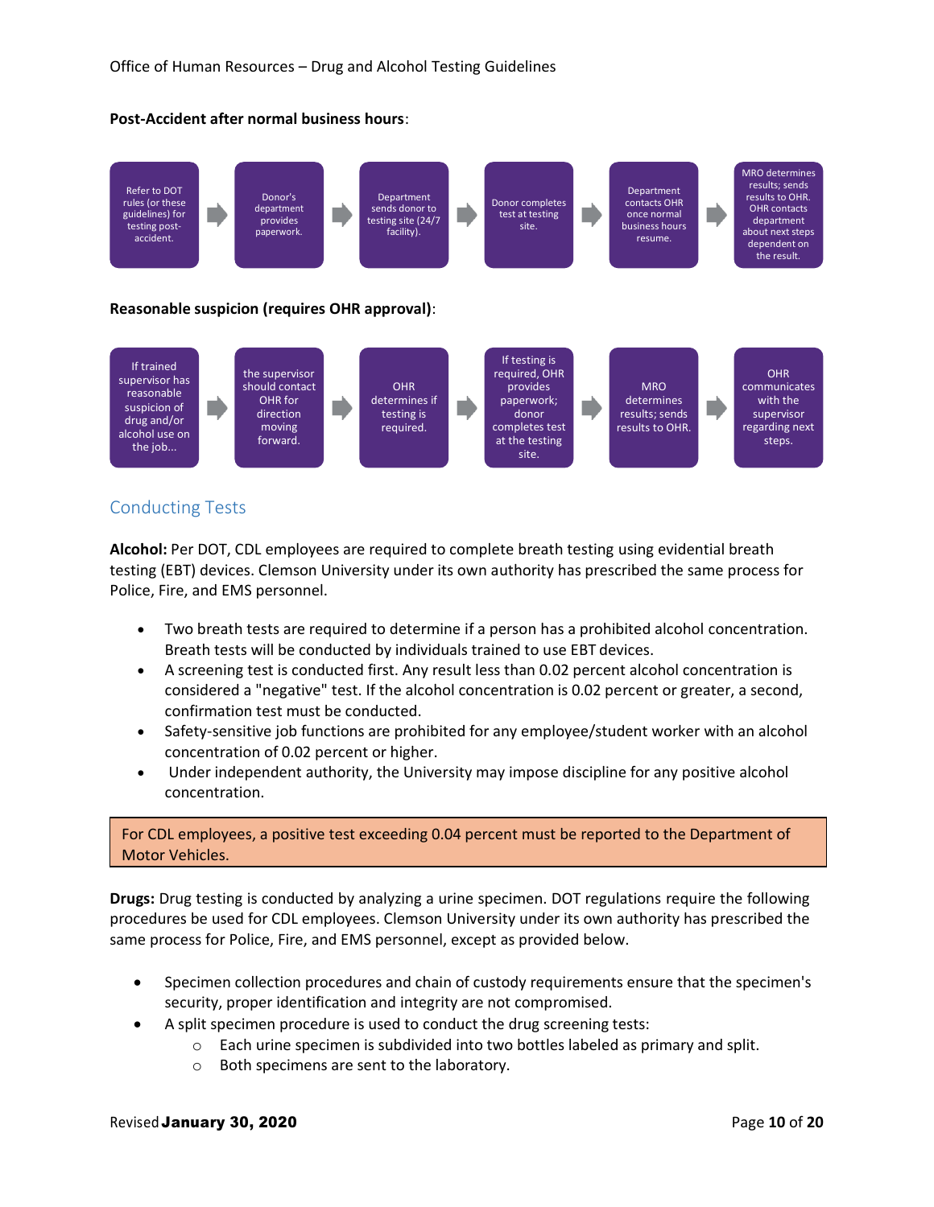**Post-Accident after normal business hours**:

Refer to DOT rules (or these guidelines) for testing post-accident. → Donor's department provides paperwork. → Department sends donor to testing site (24/7 facility). → Donor completes test at testing site. → Department contacts OHR once normal business hours resume. → MRO determines results; sends results to OHR. OHR contacts department about next steps dependent on the result.

**Reasonable suspicion (requires OHR approval)**:

If trained supervisor has reasonable suspicion of drug and/or alcohol use on the job... → the supervisor should contact OHR for direction moving forward. → OHR determines if testing is required. → If testing is required, OHR provides paperwork; donor completes test at the testing site. → MRO determines results; sends results to OHR. → OHR communicates with the supervisor regarding next steps.

## Conducting Tests

**Alcohol:** Per DOT, CDL employees are required to complete breath testing using evidential breath testing (EBT) devices. Clemson University under its own authority has prescribed the same process for Police, Fire, and EMS personnel.

- Two breath tests are required to determine if a person has a prohibited alcohol concentration. Breath tests will be conducted by individuals trained to use EBT devices.
- A screening test is conducted first. Any result less than 0.02 percent alcohol concentration is considered a "negative" test. If the alcohol concentration is 0.02 percent or greater, a second, confirmation test must be conducted.
- Safety-sensitive job functions are prohibited for any employee/student worker with an alcohol concentration of 0.02 percent or higher.
- Under independent authority, the University may impose discipline for any positive alcohol concentration.

> For CDL employees, a positive test exceeding 0.04 percent must be reported to the Department of Motor Vehicles.

**Drugs:** Drug testing is conducted by analyzing a urine specimen. DOT regulations require the following procedures be used for CDL employees. Clemson University under its own authority has prescribed the same process for Police, Fire, and EMS personnel, except as provided below.

- Specimen collection procedures and chain of custody requirements ensure that the specimen's security, proper identification and integrity are not compromised.
- A split specimen procedure is used to conduct the drug screening tests:
  - Each urine specimen is subdivided into two bottles labeled as primary and split.
  - Both specimens are sent to the laboratory.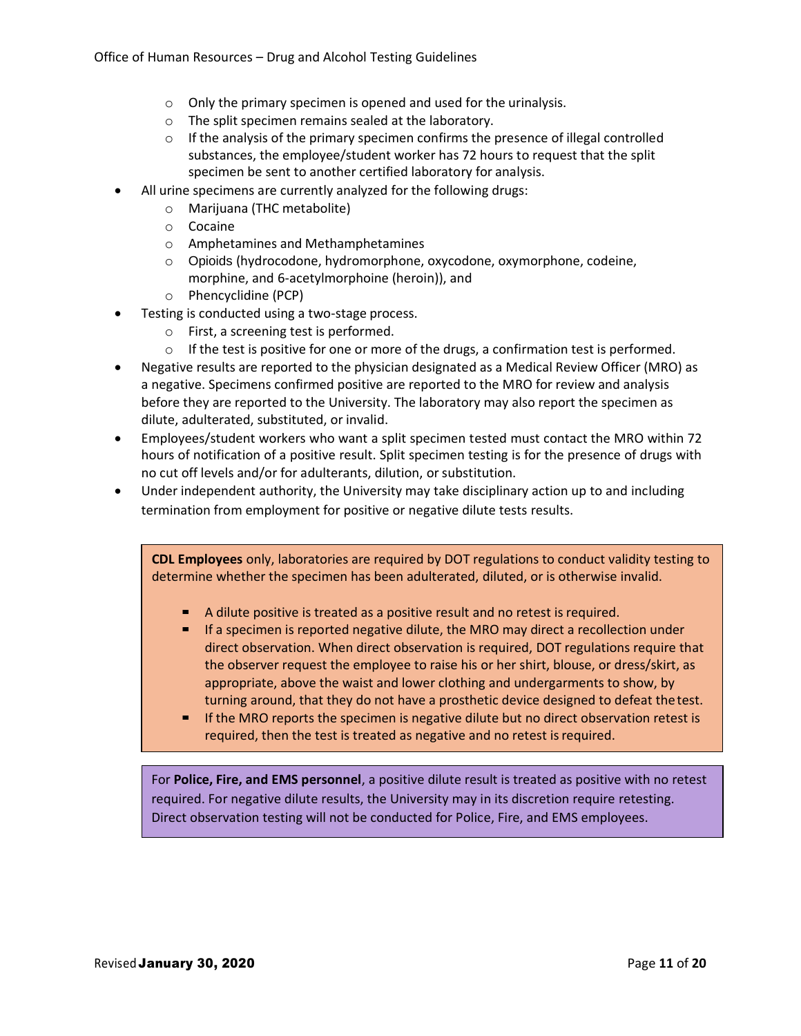- Only the primary specimen is opened and used for the urinalysis.
  - The split specimen remains sealed at the laboratory.
  - If the analysis of the primary specimen confirms the presence of illegal controlled substances, the employee/student worker has 72 hours to request that the split specimen be sent to another certified laboratory for analysis.
- All urine specimens are currently analyzed for the following drugs:
  - Marijuana (THC metabolite)
  - Cocaine
  - Amphetamines and Methamphetamines
  - Opioids (hydrocodone, hydromorphone, oxycodone, oxymorphone, codeine, morphine, and 6-acetylmorphoine (heroin)), and
  - Phencyclidine (PCP)
- Testing is conducted using a two-stage process.
  - First, a screening test is performed.
  - If the test is positive for one or more of the drugs, a confirmation test is performed.
- Negative results are reported to the physician designated as a Medical Review Officer (MRO) as a negative. Specimens confirmed positive are reported to the MRO for review and analysis before they are reported to the University. The laboratory may also report the specimen as dilute, adulterated, substituted, or invalid.
- Employees/student workers who want a split specimen tested must contact the MRO within 72 hours of notification of a positive result. Split specimen testing is for the presence of drugs with no cut off levels and/or for adulterants, dilution, or substitution.
- Under independent authority, the University may take disciplinary action up to and including termination from employment for positive or negative dilute tests results.

**CDL Employees** only, laboratories are required by DOT regulations to conduct validity testing to determine whether the specimen has been adulterated, diluted, or is otherwise invalid.

- A dilute positive is treated as a positive result and no retest is required.
- If a specimen is reported negative dilute, the MRO may direct a recollection under direct observation. When direct observation is required, DOT regulations require that the observer request the employee to raise his or her shirt, blouse, or dress/skirt, as appropriate, above the waist and lower clothing and undergarments to show, by turning around, that they do not have a prosthetic device designed to defeat the test.
- If the MRO reports the specimen is negative dilute but no direct observation retest is required, then the test is treated as negative and no retest is required.

For **Police, Fire, and EMS personnel**, a positive dilute result is treated as positive with no retest required. For negative dilute results, the University may in its discretion require retesting. Direct observation testing will not be conducted for Police, Fire, and EMS employees.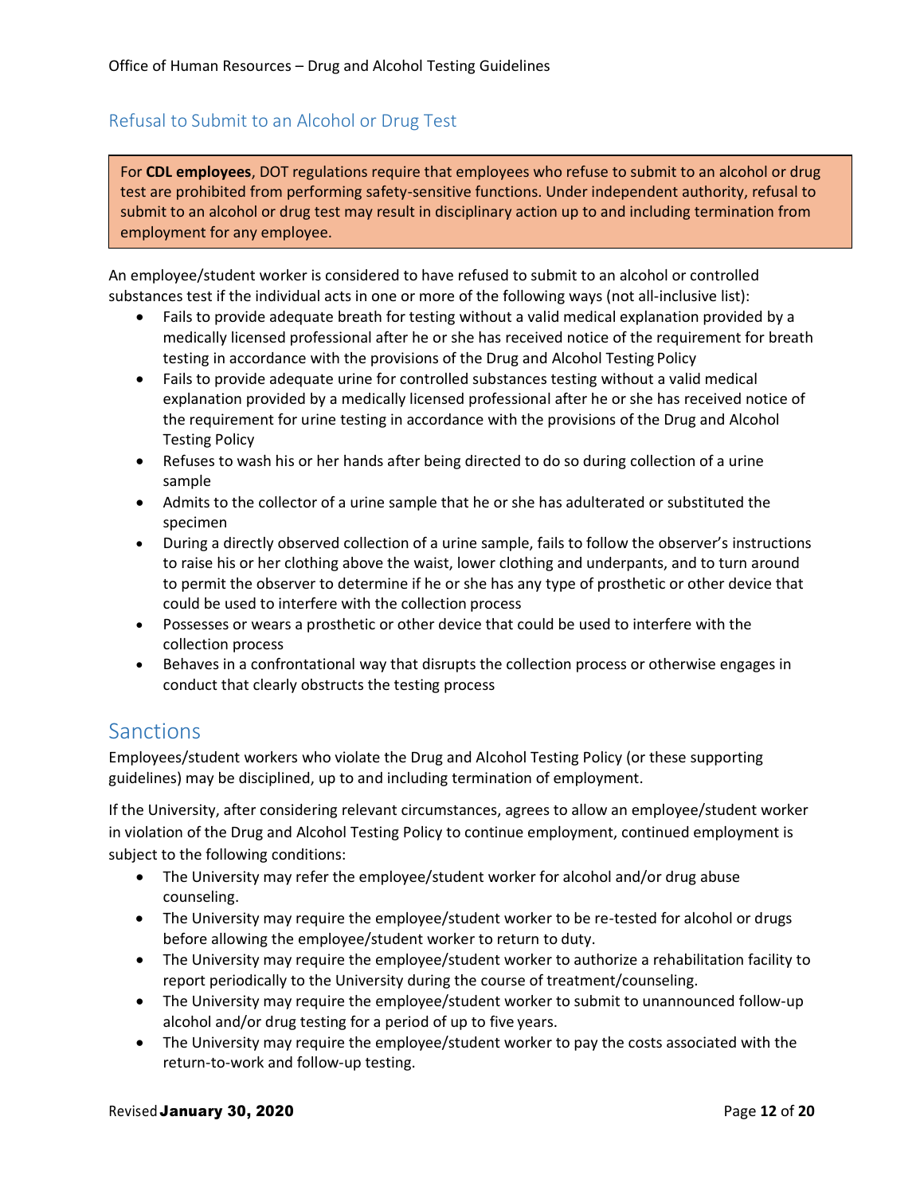## Refusal to Submit to an Alcohol or Drug Test

For **CDL employees**, DOT regulations require that employees who refuse to submit to an alcohol or drug test are prohibited from performing safety-sensitive functions. Under independent authority, refusal to submit to an alcohol or drug test may result in disciplinary action up to and including termination from employment for any employee.

An employee/student worker is considered to have refused to submit to an alcohol or controlled substances test if the individual acts in one or more of the following ways (not all-inclusive list):

- Fails to provide adequate breath for testing without a valid medical explanation provided by a medically licensed professional after he or she has received notice of the requirement for breath testing in accordance with the provisions of the Drug and Alcohol Testing Policy
- Fails to provide adequate urine for controlled substances testing without a valid medical explanation provided by a medically licensed professional after he or she has received notice of the requirement for urine testing in accordance with the provisions of the Drug and Alcohol Testing Policy
- Refuses to wash his or her hands after being directed to do so during collection of a urine sample
- Admits to the collector of a urine sample that he or she has adulterated or substituted the specimen
- During a directly observed collection of a urine sample, fails to follow the observer's instructions to raise his or her clothing above the waist, lower clothing and underpants, and to turn around to permit the observer to determine if he or she has any type of prosthetic or other device that could be used to interfere with the collection process
- Possesses or wears a prosthetic or other device that could be used to interfere with the collection process
- Behaves in a confrontational way that disrupts the collection process or otherwise engages in conduct that clearly obstructs the testing process

# Sanctions

Employees/student workers who violate the Drug and Alcohol Testing Policy (or these supporting guidelines) may be disciplined, up to and including termination of employment.

If the University, after considering relevant circumstances, agrees to allow an employee/student worker in violation of the Drug and Alcohol Testing Policy to continue employment, continued employment is subject to the following conditions:

- The University may refer the employee/student worker for alcohol and/or drug abuse counseling.
- The University may require the employee/student worker to be re-tested for alcohol or drugs before allowing the employee/student worker to return to duty.
- The University may require the employee/student worker to authorize a rehabilitation facility to report periodically to the University during the course of treatment/counseling.
- The University may require the employee/student worker to submit to unannounced follow-up alcohol and/or drug testing for a period of up to five years.
- The University may require the employee/student worker to pay the costs associated with the return-to-work and follow-up testing.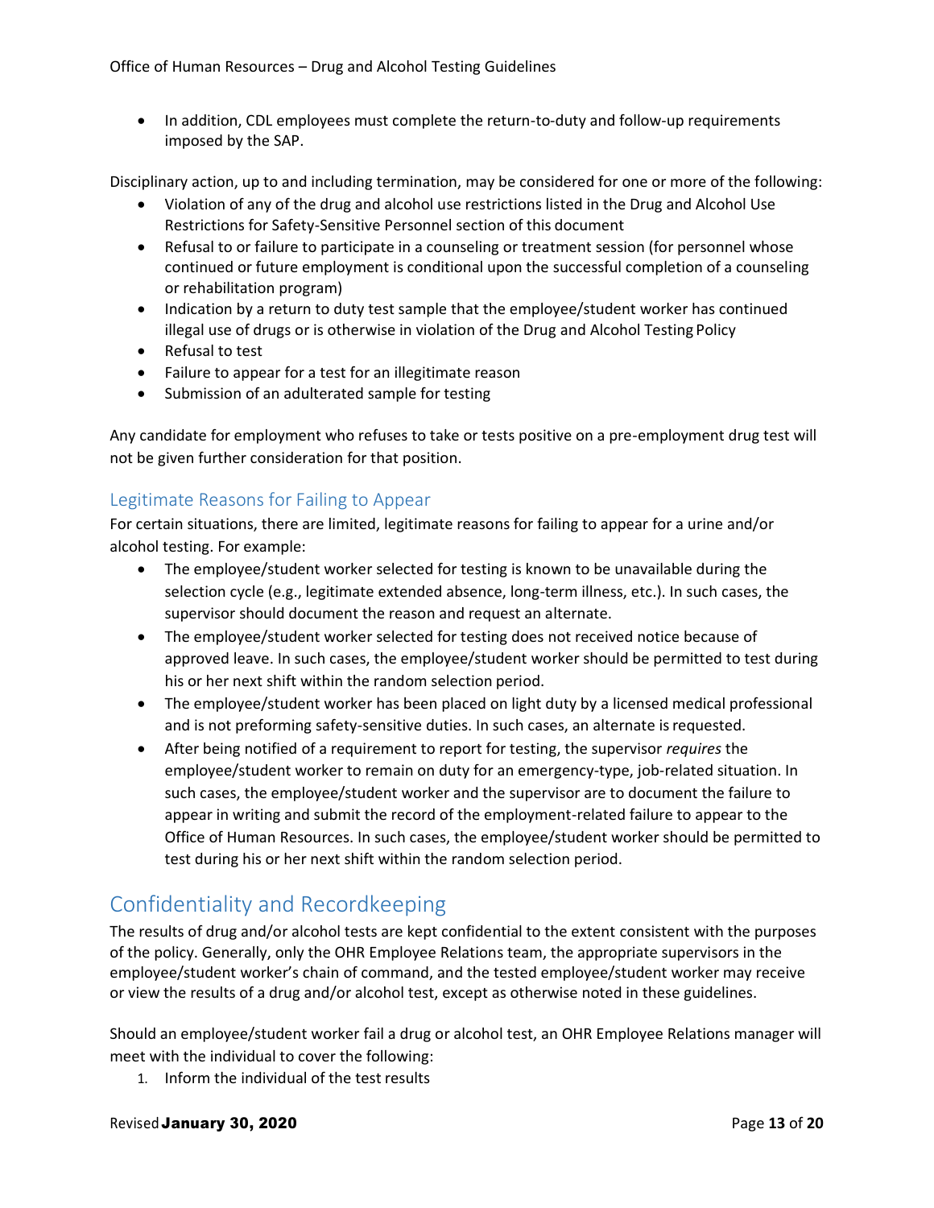- In addition, CDL employees must complete the return-to-duty and follow-up requirements imposed by the SAP.

Disciplinary action, up to and including termination, may be considered for one or more of the following:

- Violation of any of the drug and alcohol use restrictions listed in the Drug and Alcohol Use Restrictions for Safety-Sensitive Personnel section of this document
- Refusal to or failure to participate in a counseling or treatment session (for personnel whose continued or future employment is conditional upon the successful completion of a counseling or rehabilitation program)
- Indication by a return to duty test sample that the employee/student worker has continued illegal use of drugs or is otherwise in violation of the Drug and Alcohol Testing Policy
- Refusal to test
- Failure to appear for a test for an illegitimate reason
- Submission of an adulterated sample for testing

Any candidate for employment who refuses to take or tests positive on a pre-employment drug test will not be given further consideration for that position.

### Legitimate Reasons for Failing to Appear

For certain situations, there are limited, legitimate reasons for failing to appear for a urine and/or alcohol testing. For example:

- The employee/student worker selected for testing is known to be unavailable during the selection cycle (e.g., legitimate extended absence, long-term illness, etc.). In such cases, the supervisor should document the reason and request an alternate.
- The employee/student worker selected for testing does not received notice because of approved leave. In such cases, the employee/student worker should be permitted to test during his or her next shift within the random selection period.
- The employee/student worker has been placed on light duty by a licensed medical professional and is not preforming safety-sensitive duties. In such cases, an alternate is requested.
- After being notified of a requirement to report for testing, the supervisor *requires* the employee/student worker to remain on duty for an emergency-type, job-related situation. In such cases, the employee/student worker and the supervisor are to document the failure to appear in writing and submit the record of the employment-related failure to appear to the Office of Human Resources. In such cases, the employee/student worker should be permitted to test during his or her next shift within the random selection period.

## Confidentiality and Recordkeeping

The results of drug and/or alcohol tests are kept confidential to the extent consistent with the purposes of the policy. Generally, only the OHR Employee Relations team, the appropriate supervisors in the employee/student worker's chain of command, and the tested employee/student worker may receive or view the results of a drug and/or alcohol test, except as otherwise noted in these guidelines.

Should an employee/student worker fail a drug or alcohol test, an OHR Employee Relations manager will meet with the individual to cover the following:

1. Inform the individual of the test results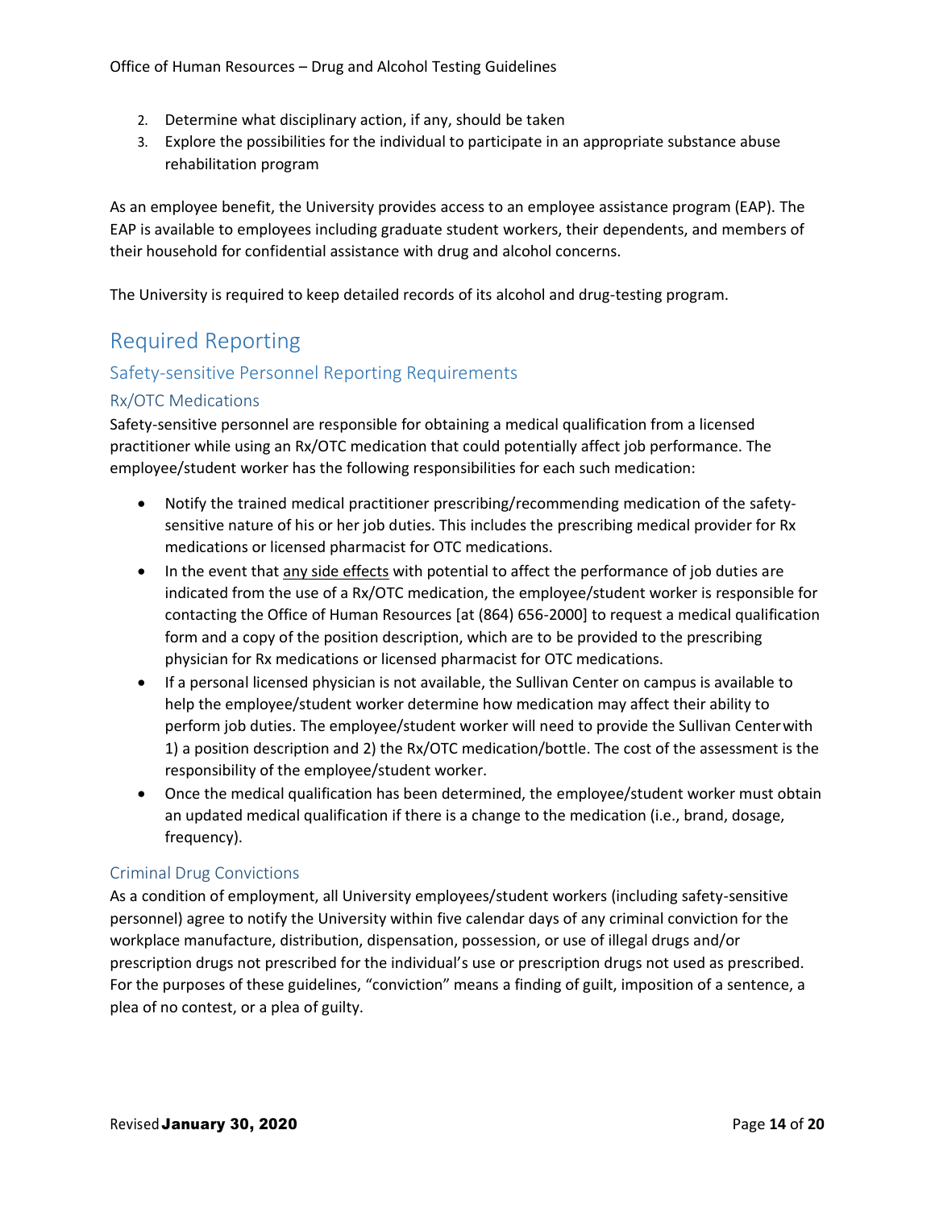2. Determine what disciplinary action, if any, should be taken
3. Explore the possibilities for the individual to participate in an appropriate substance abuse rehabilitation program

As an employee benefit, the University provides access to an employee assistance program (EAP). The EAP is available to employees including graduate student workers, their dependents, and members of their household for confidential assistance with drug and alcohol concerns.

The University is required to keep detailed records of its alcohol and drug-testing program.

# Required Reporting

## Safety-sensitive Personnel Reporting Requirements

### Rx/OTC Medications

Safety-sensitive personnel are responsible for obtaining a medical qualification from a licensed practitioner while using an Rx/OTC medication that could potentially affect job performance. The employee/student worker has the following responsibilities for each such medication:

- Notify the trained medical practitioner prescribing/recommending medication of the safety-sensitive nature of his or her job duties. This includes the prescribing medical provider for Rx medications or licensed pharmacist for OTC medications.
- In the event that <u>any side effects</u> with potential to affect the performance of job duties are indicated from the use of a Rx/OTC medication, the employee/student worker is responsible for contacting the Office of Human Resources [at (864) 656-2000] to request a medical qualification form and a copy of the position description, which are to be provided to the prescribing physician for Rx medications or licensed pharmacist for OTC medications.
- If a personal licensed physician is not available, the Sullivan Center on campus is available to help the employee/student worker determine how medication may affect their ability to perform job duties. The employee/student worker will need to provide the Sullivan Center with 1) a position description and 2) the Rx/OTC medication/bottle. The cost of the assessment is the responsibility of the employee/student worker.
- Once the medical qualification has been determined, the employee/student worker must obtain an updated medical qualification if there is a change to the medication (i.e., brand, dosage, frequency).

### Criminal Drug Convictions

As a condition of employment, all University employees/student workers (including safety-sensitive personnel) agree to notify the University within five calendar days of any criminal conviction for the workplace manufacture, distribution, dispensation, possession, or use of illegal drugs and/or prescription drugs not prescribed for the individual's use or prescription drugs not used as prescribed. For the purposes of these guidelines, "conviction" means a finding of guilt, imposition of a sentence, a plea of no contest, or a plea of guilty.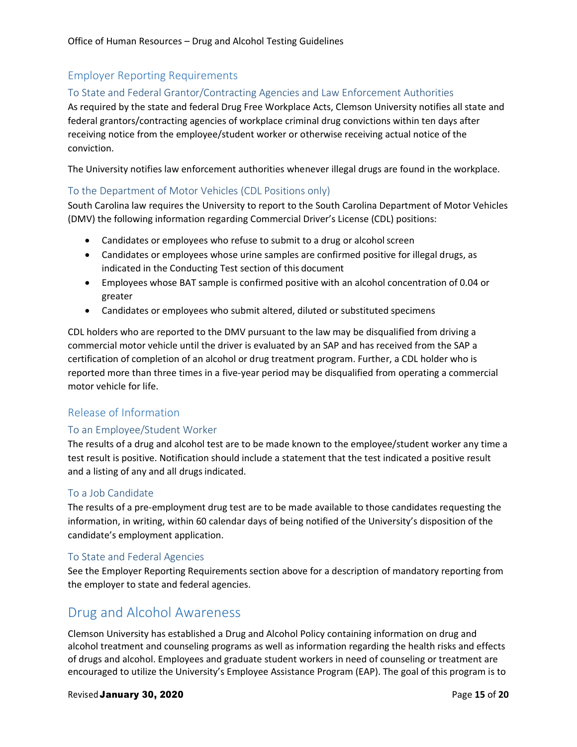## Employer Reporting Requirements

### To State and Federal Grantor/Contracting Agencies and Law Enforcement Authorities

As required by the state and federal Drug Free Workplace Acts, Clemson University notifies all state and federal grantors/contracting agencies of workplace criminal drug convictions within ten days after receiving notice from the employee/student worker or otherwise receiving actual notice of the conviction.

The University notifies law enforcement authorities whenever illegal drugs are found in the workplace.

### To the Department of Motor Vehicles (CDL Positions only)

South Carolina law requires the University to report to the South Carolina Department of Motor Vehicles (DMV) the following information regarding Commercial Driver's License (CDL) positions:

- Candidates or employees who refuse to submit to a drug or alcohol screen
- Candidates or employees whose urine samples are confirmed positive for illegal drugs, as indicated in the Conducting Test section of this document
- Employees whose BAT sample is confirmed positive with an alcohol concentration of 0.04 or greater
- Candidates or employees who submit altered, diluted or substituted specimens

CDL holders who are reported to the DMV pursuant to the law may be disqualified from driving a commercial motor vehicle until the driver is evaluated by an SAP and has received from the SAP a certification of completion of an alcohol or drug treatment program. Further, a CDL holder who is reported more than three times in a five-year period may be disqualified from operating a commercial motor vehicle for life.

## Release of Information

### To an Employee/Student Worker

The results of a drug and alcohol test are to be made known to the employee/student worker any time a test result is positive. Notification should include a statement that the test indicated a positive result and a listing of any and all drugs indicated.

### To a Job Candidate

The results of a pre-employment drug test are to be made available to those candidates requesting the information, in writing, within 60 calendar days of being notified of the University's disposition of the candidate's employment application.

### To State and Federal Agencies

See the Employer Reporting Requirements section above for a description of mandatory reporting from the employer to state and federal agencies.

# Drug and Alcohol Awareness

Clemson University has established a Drug and Alcohol Policy containing information on drug and alcohol treatment and counseling programs as well as information regarding the health risks and effects of drugs and alcohol. Employees and graduate student workers in need of counseling or treatment are encouraged to utilize the University's Employee Assistance Program (EAP). The goal of this program is to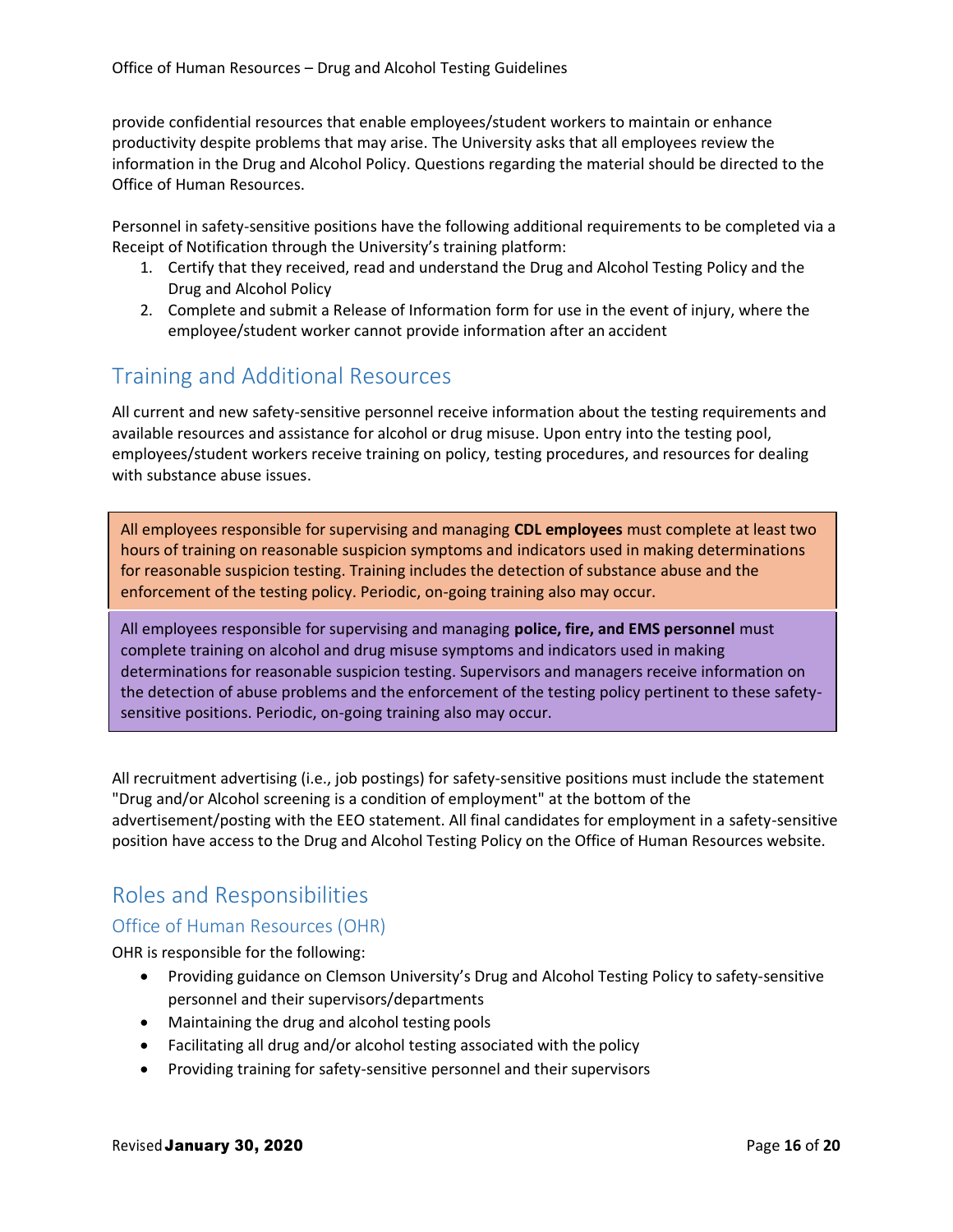provide confidential resources that enable employees/student workers to maintain or enhance productivity despite problems that may arise. The University asks that all employees review the information in the Drug and Alcohol Policy. Questions regarding the material should be directed to the Office of Human Resources.

Personnel in safety-sensitive positions have the following additional requirements to be completed via a Receipt of Notification through the University's training platform:

1. Certify that they received, read and understand the Drug and Alcohol Testing Policy and the Drug and Alcohol Policy
2. Complete and submit a Release of Information form for use in the event of injury, where the employee/student worker cannot provide information after an accident

## Training and Additional Resources

All current and new safety-sensitive personnel receive information about the testing requirements and available resources and assistance for alcohol or drug misuse. Upon entry into the testing pool, employees/student workers receive training on policy, testing procedures, and resources for dealing with substance abuse issues.

All employees responsible for supervising and managing **CDL employees** must complete at least two hours of training on reasonable suspicion symptoms and indicators used in making determinations for reasonable suspicion testing. Training includes the detection of substance abuse and the enforcement of the testing policy. Periodic, on-going training also may occur.

All employees responsible for supervising and managing **police, fire, and EMS personnel** must complete training on alcohol and drug misuse symptoms and indicators used in making determinations for reasonable suspicion testing. Supervisors and managers receive information on the detection of abuse problems and the enforcement of the testing policy pertinent to these safety-sensitive positions. Periodic, on-going training also may occur.

All recruitment advertising (i.e., job postings) for safety-sensitive positions must include the statement "Drug and/or Alcohol screening is a condition of employment" at the bottom of the advertisement/posting with the EEO statement. All final candidates for employment in a safety-sensitive position have access to the Drug and Alcohol Testing Policy on the Office of Human Resources website.

## Roles and Responsibilities

### Office of Human Resources (OHR)

OHR is responsible for the following:

- Providing guidance on Clemson University's Drug and Alcohol Testing Policy to safety-sensitive personnel and their supervisors/departments
- Maintaining the drug and alcohol testing pools
- Facilitating all drug and/or alcohol testing associated with the policy
- Providing training for safety-sensitive personnel and their supervisors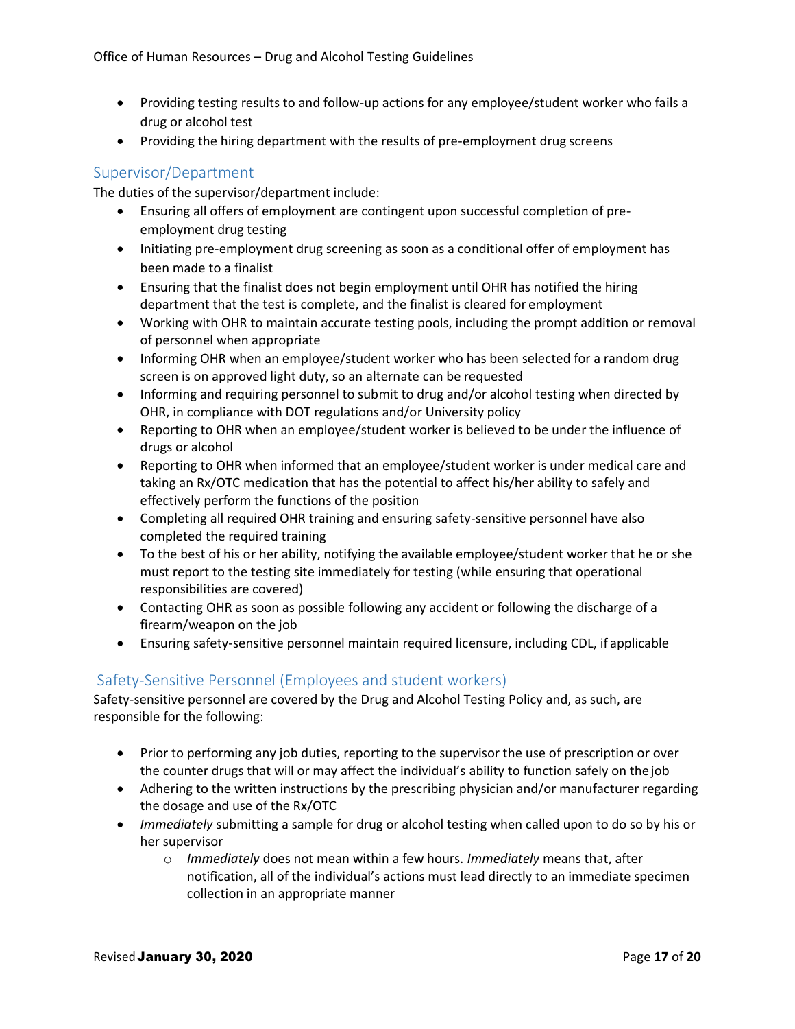- Providing testing results to and follow-up actions for any employee/student worker who fails a drug or alcohol test
- Providing the hiring department with the results of pre-employment drug screens

### Supervisor/Department

The duties of the supervisor/department include:

- Ensuring all offers of employment are contingent upon successful completion of pre-employment drug testing
- Initiating pre-employment drug screening as soon as a conditional offer of employment has been made to a finalist
- Ensuring that the finalist does not begin employment until OHR has notified the hiring department that the test is complete, and the finalist is cleared for employment
- Working with OHR to maintain accurate testing pools, including the prompt addition or removal of personnel when appropriate
- Informing OHR when an employee/student worker who has been selected for a random drug screen is on approved light duty, so an alternate can be requested
- Informing and requiring personnel to submit to drug and/or alcohol testing when directed by OHR, in compliance with DOT regulations and/or University policy
- Reporting to OHR when an employee/student worker is believed to be under the influence of drugs or alcohol
- Reporting to OHR when informed that an employee/student worker is under medical care and taking an Rx/OTC medication that has the potential to affect his/her ability to safely and effectively perform the functions of the position
- Completing all required OHR training and ensuring safety-sensitive personnel have also completed the required training
- To the best of his or her ability, notifying the available employee/student worker that he or she must report to the testing site immediately for testing (while ensuring that operational responsibilities are covered)
- Contacting OHR as soon as possible following any accident or following the discharge of a firearm/weapon on the job
- Ensuring safety-sensitive personnel maintain required licensure, including CDL, if applicable

### Safety-Sensitive Personnel (Employees and student workers)

Safety-sensitive personnel are covered by the Drug and Alcohol Testing Policy and, as such, are responsible for the following:

- Prior to performing any job duties, reporting to the supervisor the use of prescription or over the counter drugs that will or may affect the individual's ability to function safely on the job
- Adhering to the written instructions by the prescribing physician and/or manufacturer regarding the dosage and use of the Rx/OTC
- *Immediately* submitting a sample for drug or alcohol testing when called upon to do so by his or her supervisor
    - *Immediately* does not mean within a few hours. *Immediately* means that, after notification, all of the individual's actions must lead directly to an immediate specimen collection in an appropriate manner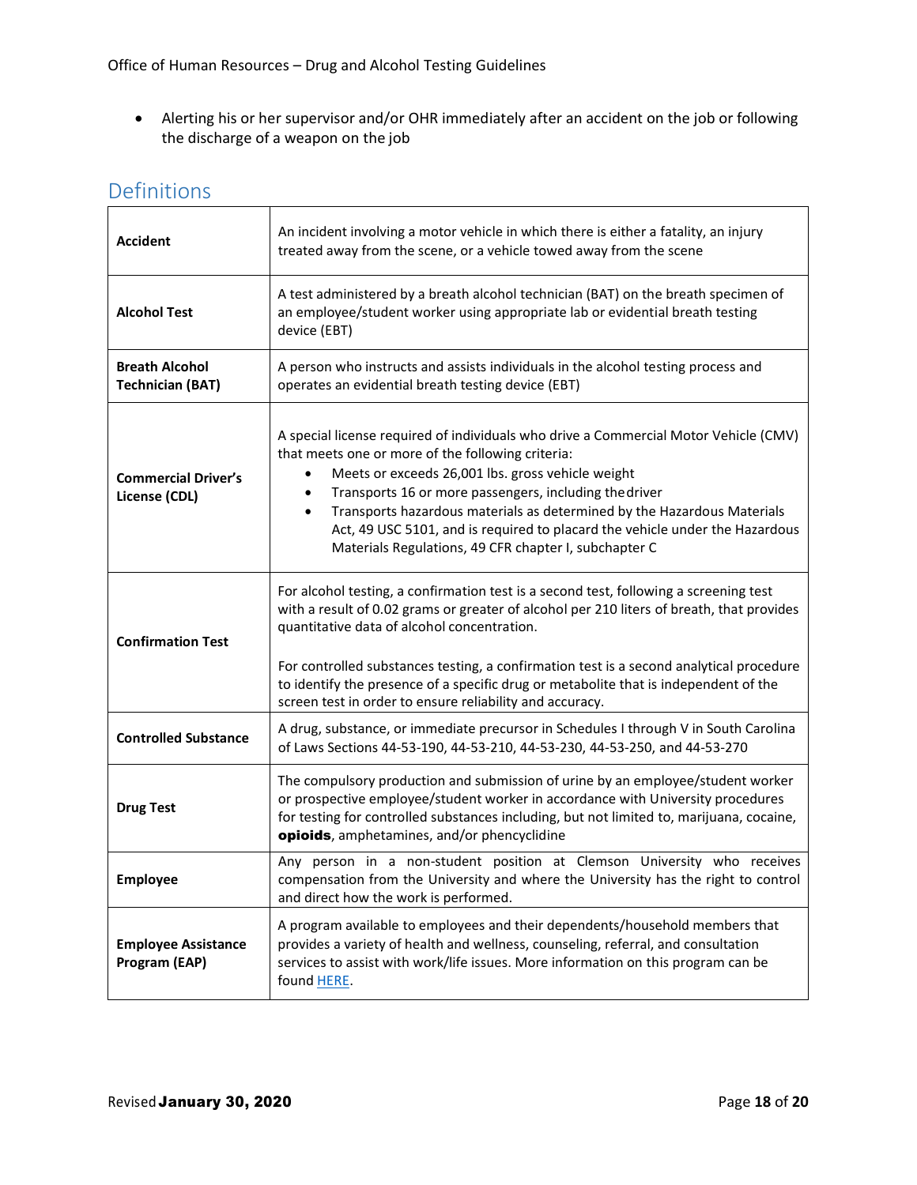- Alerting his or her supervisor and/or OHR immediately after an accident on the job or following the discharge of a weapon on the job

## Definitions

| | |
|---|---|
| **Accident** | An incident involving a motor vehicle in which there is either a fatality, an injury treated away from the scene, or a vehicle towed away from the scene |
| **Alcohol Test** | A test administered by a breath alcohol technician (BAT) on the breath specimen of an employee/student worker using appropriate lab or evidential breath testing device (EBT) |
| **Breath Alcohol Technician (BAT)** | A person who instructs and assists individuals in the alcohol testing process and operates an evidential breath testing device (EBT) |
| **Commercial Driver's License (CDL)** | A special license required of individuals who drive a Commercial Motor Vehicle (CMV) that meets one or more of the following criteria:<br>• Meets or exceeds 26,001 lbs. gross vehicle weight<br>• Transports 16 or more passengers, including the driver<br>• Transports hazardous materials as determined by the Hazardous Materials Act, 49 USC 5101, and is required to placard the vehicle under the Hazardous Materials Regulations, 49 CFR chapter I, subchapter C |
| **Confirmation Test** | For alcohol testing, a confirmation test is a second test, following a screening test with a result of 0.02 grams or greater of alcohol per 210 liters of breath, that provides quantitative data of alcohol concentration.<br><br>For controlled substances testing, a confirmation test is a second analytical procedure to identify the presence of a specific drug or metabolite that is independent of the screen test in order to ensure reliability and accuracy. |
| **Controlled Substance** | A drug, substance, or immediate precursor in Schedules I through V in South Carolina of Laws Sections 44-53-190, 44-53-210, 44-53-230, 44-53-250, and 44-53-270 |
| **Drug Test** | The compulsory production and submission of urine by an employee/student worker or prospective employee/student worker in accordance with University procedures for testing for controlled substances including, but not limited to, marijuana, cocaine, **opioids**, amphetamines, and/or phencyclidine |
| **Employee** | Any person in a non-student position at Clemson University who receives compensation from the University and where the University has the right to control and direct how the work is performed. |
| **Employee Assistance Program (EAP)** | A program available to employees and their dependents/household members that provides a variety of health and wellness, counseling, referral, and consultation services to assist with work/life issues. More information on this program can be found HERE. |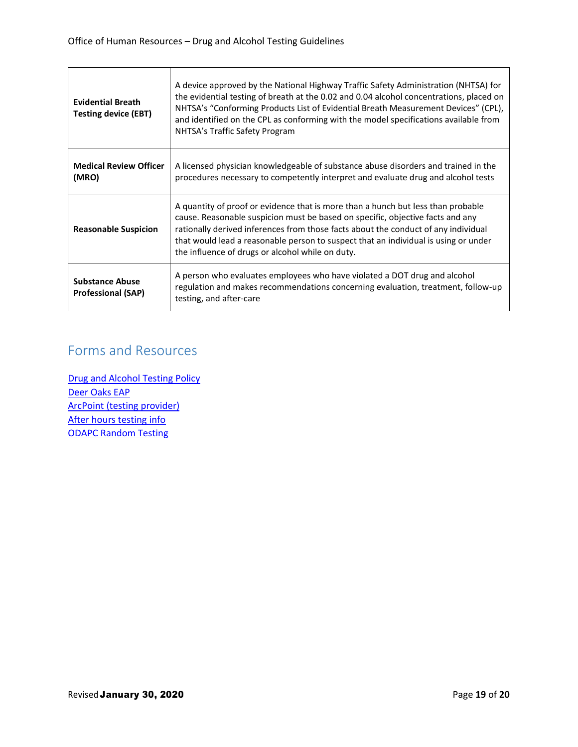| | |
|---|---|
| **Evidential Breath Testing device (EBT)** | A device approved by the National Highway Traffic Safety Administration (NHTSA) for the evidential testing of breath at the 0.02 and 0.04 alcohol concentrations, placed on NHTSA's "Conforming Products List of Evidential Breath Measurement Devices" (CPL), and identified on the CPL as conforming with the model specifications available from NHTSA's Traffic Safety Program |
| **Medical Review Officer (MRO)** | A licensed physician knowledgeable of substance abuse disorders and trained in the procedures necessary to competently interpret and evaluate drug and alcohol tests |
| **Reasonable Suspicion** | A quantity of proof or evidence that is more than a hunch but less than probable cause. Reasonable suspicion must be based on specific, objective facts and any rationally derived inferences from those facts about the conduct of any individual that would lead a reasonable person to suspect that an individual is using or under the influence of drugs or alcohol while on duty. |
| **Substance Abuse Professional (SAP)** | A person who evaluates employees who have violated a DOT drug and alcohol regulation and makes recommendations concerning evaluation, treatment, follow-up testing, and after-care |

## Forms and Resources

Drug and Alcohol Testing Policy
Deer Oaks EAP
ArcPoint (testing provider)
After hours testing info
ODAPC Random Testing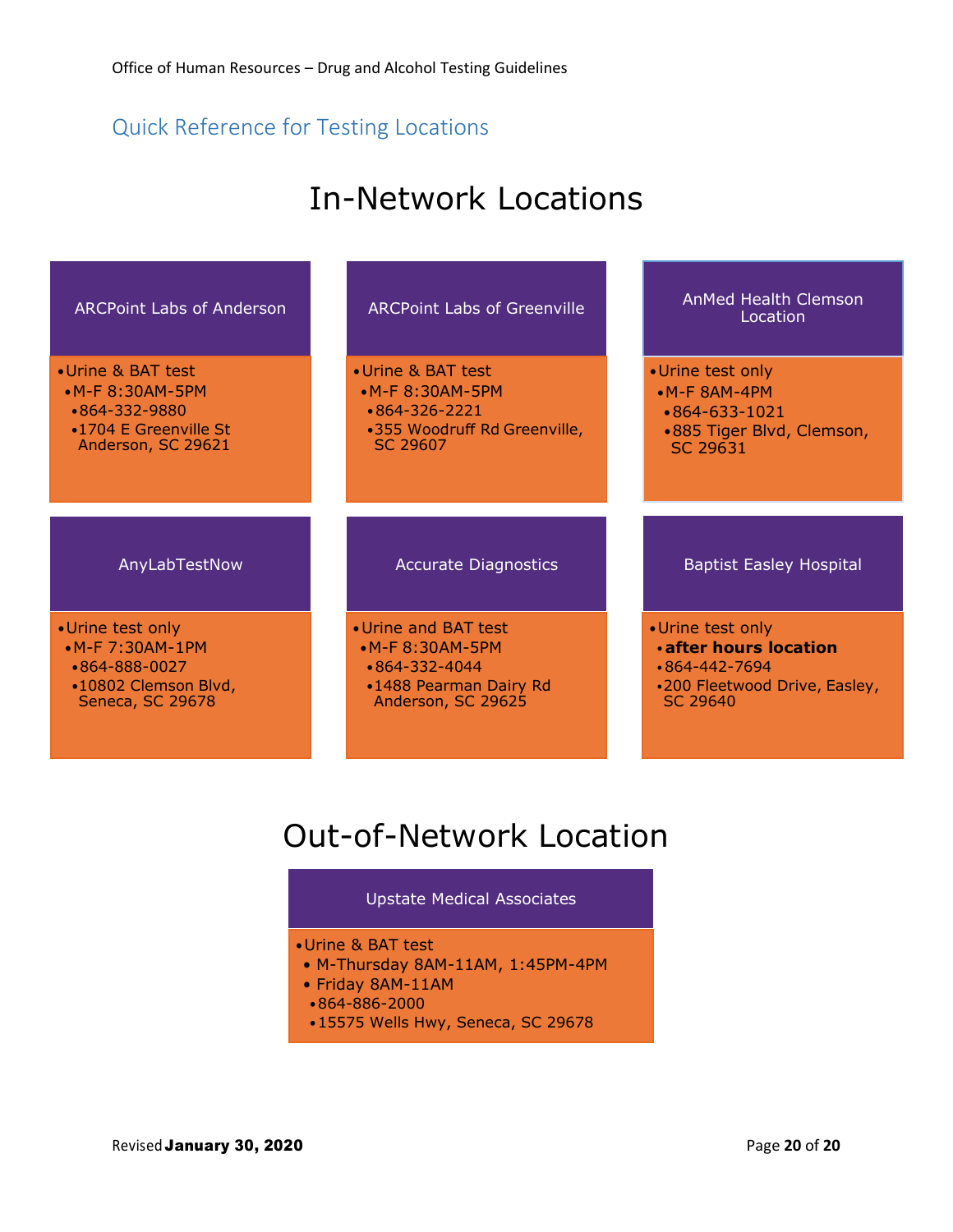## Quick Reference for Testing Locations

# In-Network Locations

### ARCPoint Labs of Anderson

- Urine & BAT test
  - M-F 8:30AM-5PM
    - 864-332-9880
    - 1704 E Greenville St Anderson, SC 29621

### ARCPoint Labs of Greenville

- Urine & BAT test
  - M-F 8:30AM-5PM
    - 864-326-2221
    - 355 Woodruff Rd Greenville, SC 29607

### AnMed Health Clemson Location

- Urine test only
  - M-F 8AM-4PM
    - 864-633-1021
    - 885 Tiger Blvd, Clemson, SC 29631

### AnyLabTestNow

- Urine test only
  - M-F 7:30AM-1PM
    - 864-888-0027
    - 10802 Clemson Blvd, Seneca, SC 29678

### Accurate Diagnostics

- Urine and BAT test
  - M-F 8:30AM-5PM
    - 864-332-4044
    - 1488 Pearman Dairy Rd Anderson, SC 29625

### Baptist Easley Hospital

- Urine test only
  - **after hours location**
  - 864-442-7694
  - 200 Fleetwood Drive, Easley, SC 29640

# Out-of-Network Location

### Upstate Medical Associates

- Urine & BAT test
  - M-Thursday 8AM-11AM, 1:45PM-4PM
  - Friday 8AM-11AM
    - 864-886-2000
    - 15575 Wells Hwy, Seneca, SC 29678